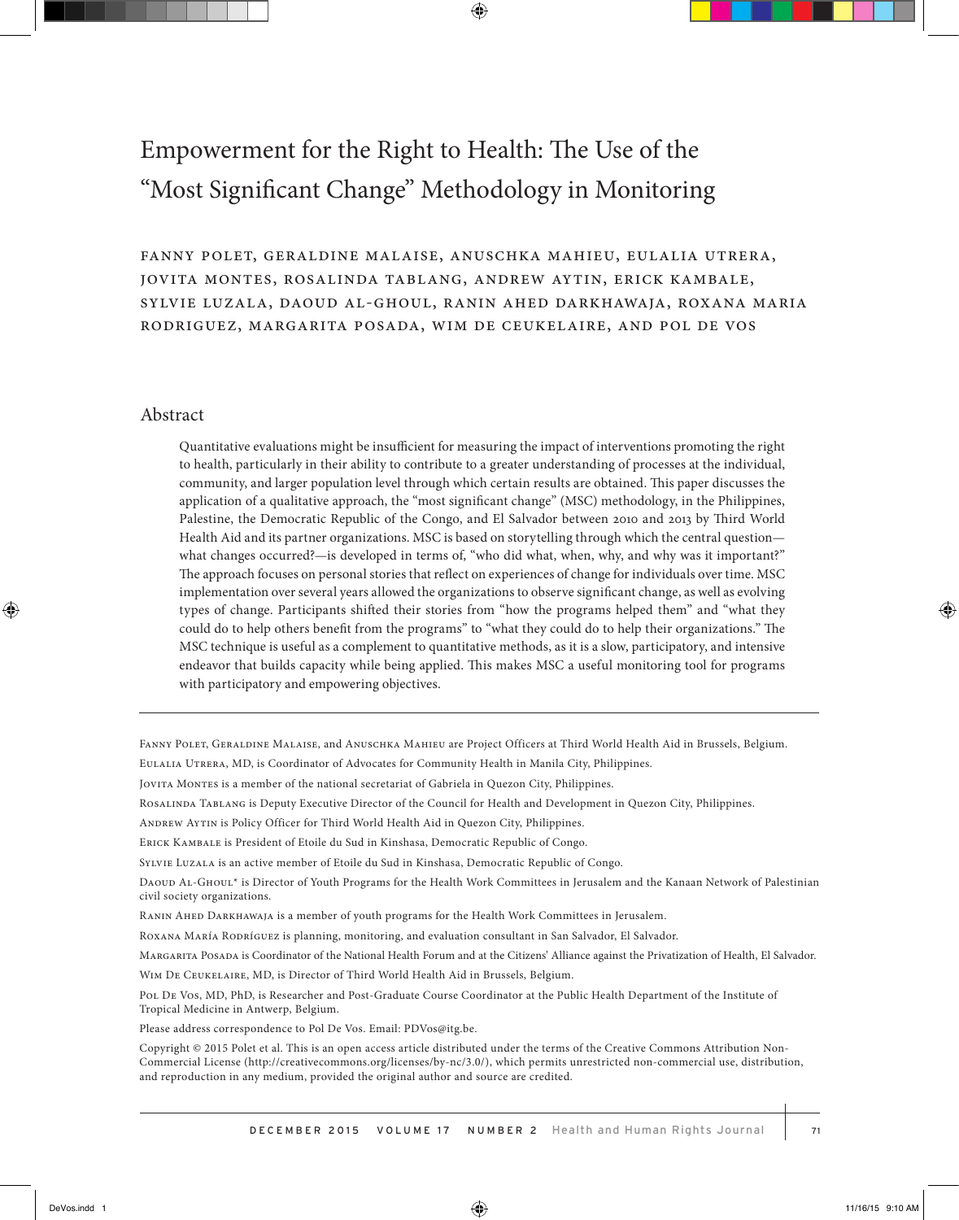# Empowerment for the Right to Health: The Use of the "Most Significant Change" Methodology in Monitoring

FANNY POLET, GERALDINE MALAISE, ANUSCHKA MAHIEU, EULALIA UTRERA, JOVITA MONTES, ROSALINDA TABLANG, ANDREW AYTIN, ERICK KAMBALE, SYLVIE LUZALA, DAOUD AL-GHOUL, RANIN AHED DARKHAWAJA, ROXANA MARIA RODRIGUEZ, MARGARITA POSADA, WIM DE CEUKELAIRE, AND POL DE VOS

## Abstract

Quantitative evaluations might be insufficient for measuring the impact of interventions promoting the right to health, particularly in their ability to contribute to a greater understanding of processes at the individual, community, and larger population level through which certain results are obtained. This paper discusses the application of a qualitative approach, the "most significant change" (MSC) methodology, in the Philippines, Palestine, the Democratic Republic of the Congo, and El Salvador between 2010 and 2013 by Third World Health Aid and its partner organizations. MSC is based on storytelling through which the central question—what changes occurred?—is developed in terms of, "who did what, when, why, and why was it important?" The approach focuses on personal stories that reflect on experiences of change for individuals over time. MSC implementation over several years allowed the organizations to observe significant change, as well as evolving types of change. Participants shifted their stories from "how the programs helped them" and "what they could do to help others benefit from the programs" to "what they could do to help their organizations." The MSC technique is useful as a complement to quantitative methods, as it is a slow, participatory, and intensive endeavor that builds capacity while being applied. This makes MSC a useful monitoring tool for programs with participatory and empowering objectives.

---

FANNY POLET, GERALDINE MALAISE, and ANUSCHKA MAHIEU are Project Officers at Third World Health Aid in Brussels, Belgium.

EULALIA UTRERA, MD, is Coordinator of Advocates for Community Health in Manila City, Philippines.

JOVITA MONTES is a member of the national secretariat of Gabriela in Quezon City, Philippines.

ROSALINDA TABLANG is Deputy Executive Director of the Council for Health and Development in Quezon City, Philippines.

ANDREW AYTIN is Policy Officer for Third World Health Aid in Quezon City, Philippines.

ERICK KAMBALE is President of Etoile du Sud in Kinshasa, Democratic Republic of Congo.

SYLVIE LUZALA is an active member of Etoile du Sud in Kinshasa, Democratic Republic of Congo.

DAOUD AL-GHOUL* is Director of Youth Programs for the Health Work Committees in Jerusalem and the Kanaan Network of Palestinian civil society organizations.

RANIN AHED DARKHAWAJA is a member of youth programs for the Health Work Committees in Jerusalem.

ROXANA MARÍA RODRÍGUEZ is planning, monitoring, and evaluation consultant in San Salvador, El Salvador.

MARGARITA POSADA is Coordinator of the National Health Forum and at the Citizens' Alliance against the Privatization of Health, El Salvador.

WIM DE CEUKELAIRE, MD, is Director of Third World Health Aid in Brussels, Belgium.

POL DE VOS, MD, PhD, is Researcher and Post-Graduate Course Coordinator at the Public Health Department of the Institute of Tropical Medicine in Antwerp, Belgium.

Please address correspondence to Pol De Vos. Email: PDVos@itg.be.

Copyright © 2015 Polet et al. This is an open access article distributed under the terms of the Creative Commons Attribution Non-Commercial License (http://creativecommons.org/licenses/by-nc/3.0/), which permits unrestricted non-commercial use, distribution, and reproduction in any medium, provided the original author and source are credited.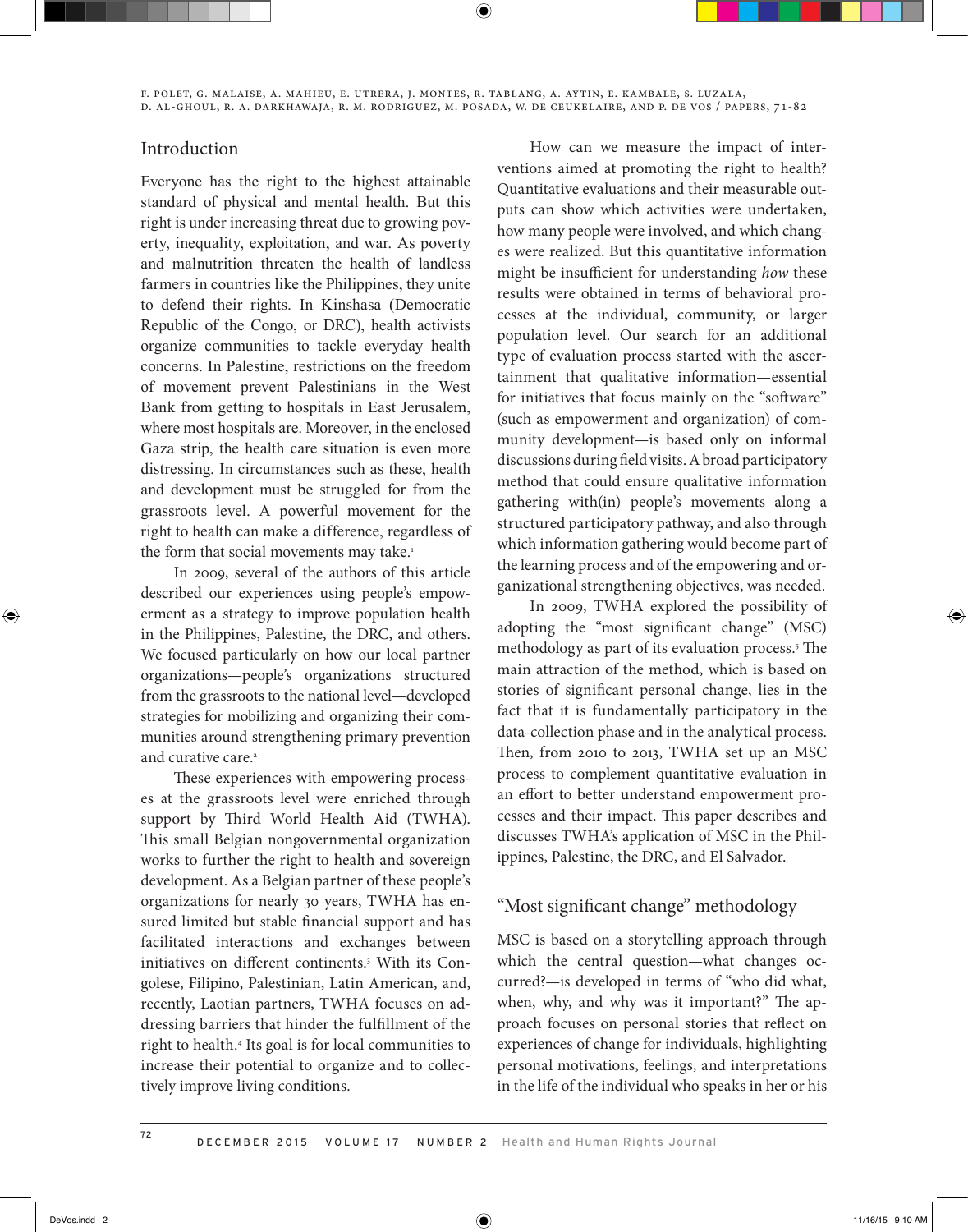## Introduction

Everyone has the right to the highest attainable standard of physical and mental health. But this right is under increasing threat due to growing poverty, inequality, exploitation, and war. As poverty and malnutrition threaten the health of landless farmers in countries like the Philippines, they unite to defend their rights. In Kinshasa (Democratic Republic of the Congo, or DRC), health activists organize communities to tackle everyday health concerns. In Palestine, restrictions on the freedom of movement prevent Palestinians in the West Bank from getting to hospitals in East Jerusalem, where most hospitals are. Moreover, in the enclosed Gaza strip, the health care situation is even more distressing. In circumstances such as these, health and development must be struggled for from the grassroots level. A powerful movement for the right to health can make a difference, regardless of the form that social movements may take.[1]

In 2009, several of the authors of this article described our experiences using people's empowerment as a strategy to improve population health in the Philippines, Palestine, the DRC, and others. We focused particularly on how our local partner organizations—people's organizations structured from the grassroots to the national level—developed strategies for mobilizing and organizing their communities around strengthening primary prevention and curative care.[2]

These experiences with empowering processes at the grassroots level were enriched through support by Third World Health Aid (TWHA). This small Belgian nongovernmental organization works to further the right to health and sovereign development. As a Belgian partner of these people's organizations for nearly 30 years, TWHA has ensured limited but stable financial support and has facilitated interactions and exchanges between initiatives on different continents.[3] With its Congolese, Filipino, Palestinian, Latin American, and, recently, Laotian partners, TWHA focuses on addressing barriers that hinder the fulfillment of the right to health.[4] Its goal is for local communities to increase their potential to organize and to collectively improve living conditions.

How can we measure the impact of interventions aimed at promoting the right to health? Quantitative evaluations and their measurable outputs can show which activities were undertaken, how many people were involved, and which changes were realized. But this quantitative information might be insufficient for understanding *how* these results were obtained in terms of behavioral processes at the individual, community, or larger population level. Our search for an additional type of evaluation process started with the ascertainment that qualitative information—essential for initiatives that focus mainly on the "software" (such as empowerment and organization) of community development—is based only on informal discussions during field visits. A broad participatory method that could ensure qualitative information gathering with(in) people's movements along a structured participatory pathway, and also through which information gathering would become part of the learning process and of the empowering and organizational strengthening objectives, was needed.

In 2009, TWHA explored the possibility of adopting the "most significant change" (MSC) methodology as part of its evaluation process.[5] The main attraction of the method, which is based on stories of significant personal change, lies in the fact that it is fundamentally participatory in the data-collection phase and in the analytical process. Then, from 2010 to 2013, TWHA set up an MSC process to complement quantitative evaluation in an effort to better understand empowerment processes and their impact. This paper describes and discusses TWHA's application of MSC in the Philippines, Palestine, the DRC, and El Salvador.

## "Most significant change" methodology

MSC is based on a storytelling approach through which the central question—what changes occurred?—is developed in terms of "who did what, when, why, and why was it important?" The approach focuses on personal stories that reflect on experiences of change for individuals, highlighting personal motivations, feelings, and interpretations in the life of the individual who speaks in her or his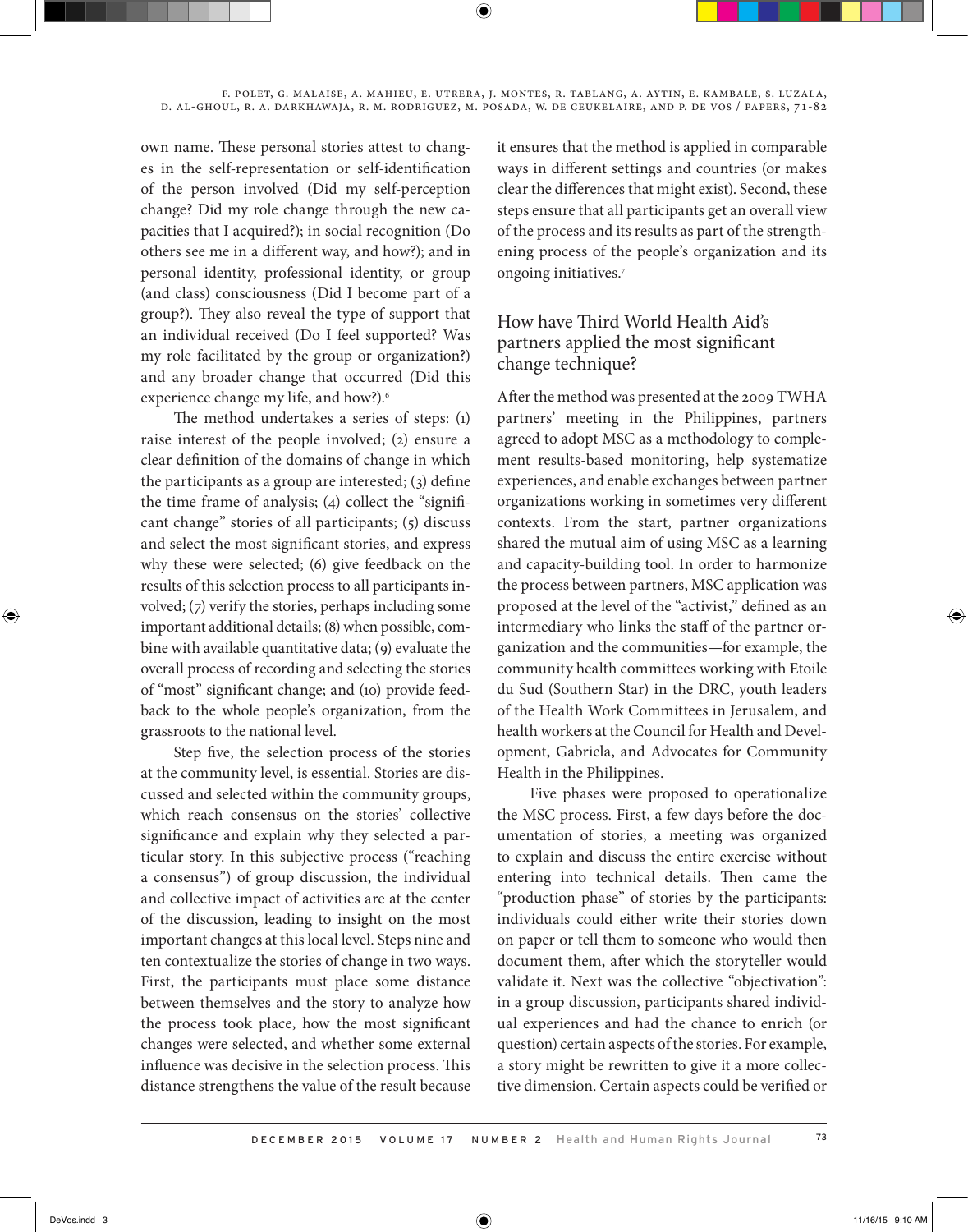own name. These personal stories attest to changes in the self-representation or self-identification of the person involved (Did my self-perception change? Did my role change through the new capacities that I acquired?); in social recognition (Do others see me in a different way, and how?); and in personal identity, professional identity, or group (and class) consciousness (Did I become part of a group?). They also reveal the type of support that an individual received (Do I feel supported? Was my role facilitated by the group or organization?) and any broader change that occurred (Did this experience change my life, and how?).[6]

The method undertakes a series of steps: (1) raise interest of the people involved; (2) ensure a clear definition of the domains of change in which the participants as a group are interested; (3) define the time frame of analysis; (4) collect the "significant change" stories of all participants; (5) discuss and select the most significant stories, and express why these were selected; (6) give feedback on the results of this selection process to all participants involved; (7) verify the stories, perhaps including some important additional details; (8) when possible, combine with available quantitative data; (9) evaluate the overall process of recording and selecting the stories of "most" significant change; and (10) provide feedback to the whole people's organization, from the grassroots to the national level.

Step five, the selection process of the stories at the community level, is essential. Stories are discussed and selected within the community groups, which reach consensus on the stories' collective significance and explain why they selected a particular story. In this subjective process ("reaching a consensus") of group discussion, the individual and collective impact of activities are at the center of the discussion, leading to insight on the most important changes at this local level. Steps nine and ten contextualize the stories of change in two ways. First, the participants must place some distance between themselves and the story to analyze how the process took place, how the most significant changes were selected, and whether some external influence was decisive in the selection process. This distance strengthens the value of the result because it ensures that the method is applied in comparable ways in different settings and countries (or makes clear the differences that might exist). Second, these steps ensure that all participants get an overall view of the process and its results as part of the strengthening process of the people's organization and its ongoing initiatives.[7]

## How have Third World Health Aid's partners applied the most significant change technique?

After the method was presented at the 2009 TWHA partners' meeting in the Philippines, partners agreed to adopt MSC as a methodology to complement results-based monitoring, help systematize experiences, and enable exchanges between partner organizations working in sometimes very different contexts. From the start, partner organizations shared the mutual aim of using MSC as a learning and capacity-building tool. In order to harmonize the process between partners, MSC application was proposed at the level of the "activist," defined as an intermediary who links the staff of the partner organization and the communities—for example, the community health committees working with Etoile du Sud (Southern Star) in the DRC, youth leaders of the Health Work Committees in Jerusalem, and health workers at the Council for Health and Development, Gabriela, and Advocates for Community Health in the Philippines.

Five phases were proposed to operationalize the MSC process. First, a few days before the documentation of stories, a meeting was organized to explain and discuss the entire exercise without entering into technical details. Then came the "production phase" of stories by the participants: individuals could either write their stories down on paper or tell them to someone who would then document them, after which the storyteller would validate it. Next was the collective "objectivation": in a group discussion, participants shared individual experiences and had the chance to enrich (or question) certain aspects of the stories. For example, a story might be rewritten to give it a more collective dimension. Certain aspects could be verified or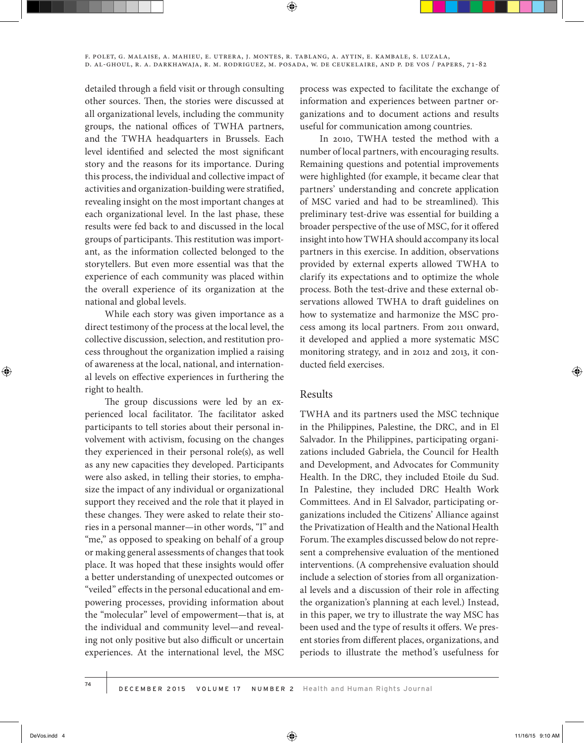detailed through a field visit or through consulting other sources. Then, the stories were discussed at all organizational levels, including the community groups, the national offices of TWHA partners, and the TWHA headquarters in Brussels. Each level identified and selected the most significant story and the reasons for its importance. During this process, the individual and collective impact of activities and organization-building were stratified, revealing insight on the most important changes at each organizational level. In the last phase, these results were fed back to and discussed in the local groups of participants. This restitution was important, as the information collected belonged to the storytellers. But even more essential was that the experience of each community was placed within the overall experience of its organization at the national and global levels.

While each story was given importance as a direct testimony of the process at the local level, the collective discussion, selection, and restitution process throughout the organization implied a raising of awareness at the local, national, and international levels on effective experiences in furthering the right to health.

The group discussions were led by an experienced local facilitator. The facilitator asked participants to tell stories about their personal involvement with activism, focusing on the changes they experienced in their personal role(s), as well as any new capacities they developed. Participants were also asked, in telling their stories, to emphasize the impact of any individual or organizational support they received and the role that it played in these changes. They were asked to relate their stories in a personal manner—in other words, "I" and "me," as opposed to speaking on behalf of a group or making general assessments of changes that took place. It was hoped that these insights would offer a better understanding of unexpected outcomes or "veiled" effects in the personal educational and empowering processes, providing information about the "molecular" level of empowerment—that is, at the individual and community level—and revealing not only positive but also difficult or uncertain experiences. At the international level, the MSC process was expected to facilitate the exchange of information and experiences between partner organizations and to document actions and results useful for communication among countries.

In 2010, TWHA tested the method with a number of local partners, with encouraging results. Remaining questions and potential improvements were highlighted (for example, it became clear that partners' understanding and concrete application of MSC varied and had to be streamlined). This preliminary test-drive was essential for building a broader perspective of the use of MSC, for it offered insight into how TWHA should accompany its local partners in this exercise. In addition, observations provided by external experts allowed TWHA to clarify its expectations and to optimize the whole process. Both the test-drive and these external observations allowed TWHA to draft guidelines on how to systematize and harmonize the MSC process among its local partners. From 2011 onward, it developed and applied a more systematic MSC monitoring strategy, and in 2012 and 2013, it conducted field exercises.

## Results

TWHA and its partners used the MSC technique in the Philippines, Palestine, the DRC, and in El Salvador. In the Philippines, participating organizations included Gabriela, the Council for Health and Development, and Advocates for Community Health. In the DRC, they included Etoile du Sud. In Palestine, they included DRC Health Work Committees. And in El Salvador, participating organizations included the Citizens' Alliance against the Privatization of Health and the National Health Forum. The examples discussed below do not represent a comprehensive evaluation of the mentioned interventions. (A comprehensive evaluation should include a selection of stories from all organizational levels and a discussion of their role in affecting the organization's planning at each level.) Instead, in this paper, we try to illustrate the way MSC has been used and the type of results it offers. We present stories from different places, organizations, and periods to illustrate the method's usefulness for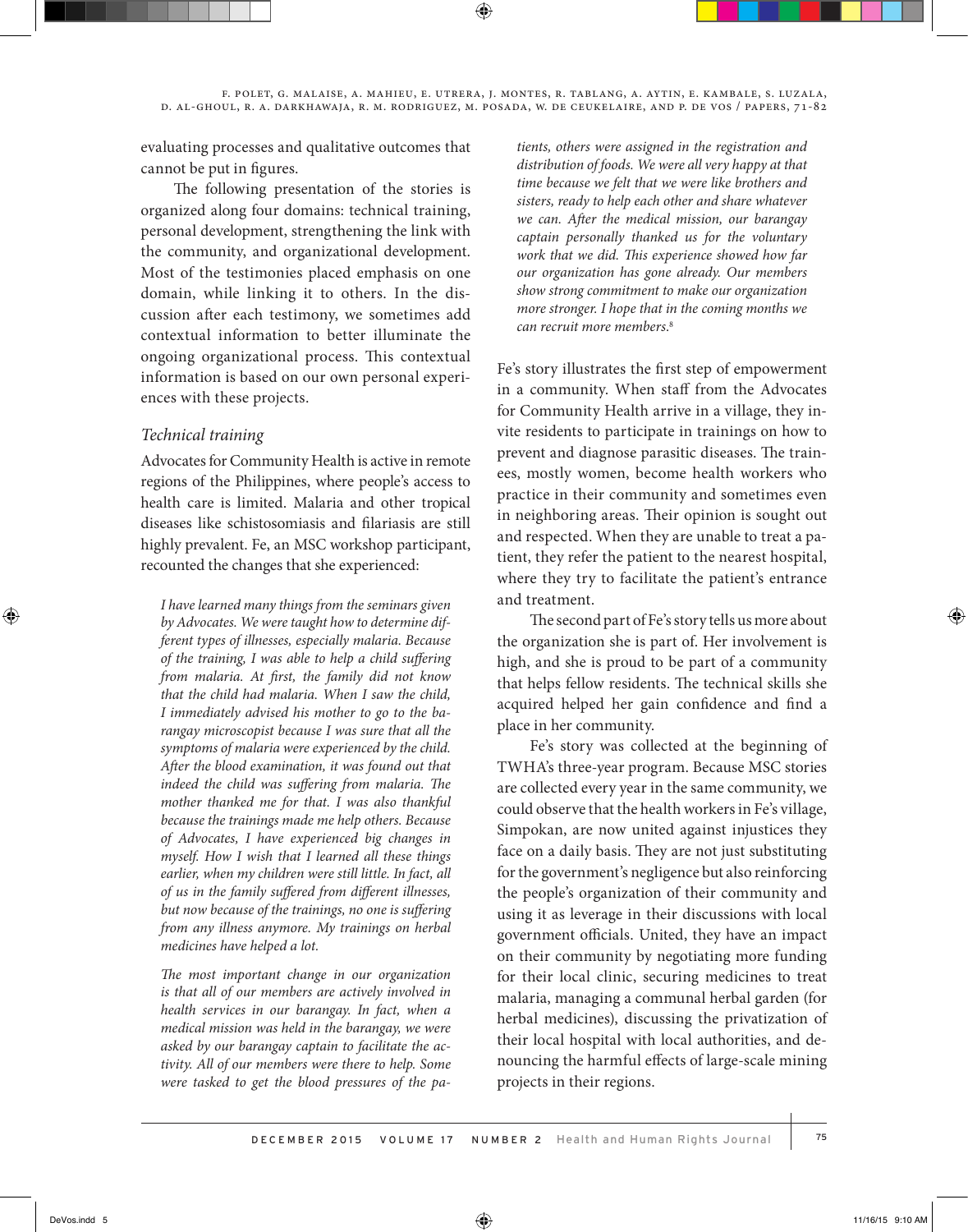evaluating processes and qualitative outcomes that cannot be put in figures.

The following presentation of the stories is organized along four domains: technical training, personal development, strengthening the link with the community, and organizational development. Most of the testimonies placed emphasis on one domain, while linking it to others. In the discussion after each testimony, we sometimes add contextual information to better illuminate the ongoing organizational process. This contextual information is based on our own personal experiences with these projects.

### *Technical training*

Advocates for Community Health is active in remote regions of the Philippines, where people's access to health care is limited. Malaria and other tropical diseases like schistosomiasis and filariasis are still highly prevalent. Fe, an MSC workshop participant, recounted the changes that she experienced:

> *I have learned many things from the seminars given by Advocates. We were taught how to determine different types of illnesses, especially malaria. Because of the training, I was able to help a child suffering from malaria. At first, the family did not know that the child had malaria. When I saw the child, I immediately advised his mother to go to the barangay microscopist because I was sure that all the symptoms of malaria were experienced by the child. After the blood examination, it was found out that indeed the child was suffering from malaria. The mother thanked me for that. I was also thankful because the trainings made me help others. Because of Advocates, I have experienced big changes in myself. How I wish that I learned all these things earlier, when my children were still little. In fact, all of us in the family suffered from different illnesses, but now because of the trainings, no one is suffering from any illness anymore. My trainings on herbal medicines have helped a lot.*
>
> *The most important change in our organization is that all of our members are actively involved in health services in our barangay. In fact, when a medical mission was held in the barangay, we were asked by our barangay captain to facilitate the activity. All of our members were there to help. Some were tasked to get the blood pressures of the patients, others were assigned in the registration and distribution of foods. We were all very happy at that time because we felt that we were like brothers and sisters, ready to help each other and share whatever we can. After the medical mission, our barangay captain personally thanked us for the voluntary work that we did. This experience showed how far our organization has gone already. Our members show strong commitment to make our organization more stronger. I hope that in the coming months we can recruit more members.*[8]

Fe's story illustrates the first step of empowerment in a community. When staff from the Advocates for Community Health arrive in a village, they invite residents to participate in trainings on how to prevent and diagnose parasitic diseases. The trainees, mostly women, become health workers who practice in their community and sometimes even in neighboring areas. Their opinion is sought out and respected. When they are unable to treat a patient, they refer the patient to the nearest hospital, where they try to facilitate the patient's entrance and treatment.

The second part of Fe's story tells us more about the organization she is part of. Her involvement is high, and she is proud to be part of a community that helps fellow residents. The technical skills she acquired helped her gain confidence and find a place in her community.

Fe's story was collected at the beginning of TWHA's three-year program. Because MSC stories are collected every year in the same community, we could observe that the health workers in Fe's village, Simpokan, are now united against injustices they face on a daily basis. They are not just substituting for the government's negligence but also reinforcing the people's organization of their community and using it as leverage in their discussions with local government officials. United, they have an impact on their community by negotiating more funding for their local clinic, securing medicines to treat malaria, managing a communal herbal garden (for herbal medicines), discussing the privatization of their local hospital with local authorities, and denouncing the harmful effects of large-scale mining projects in their regions.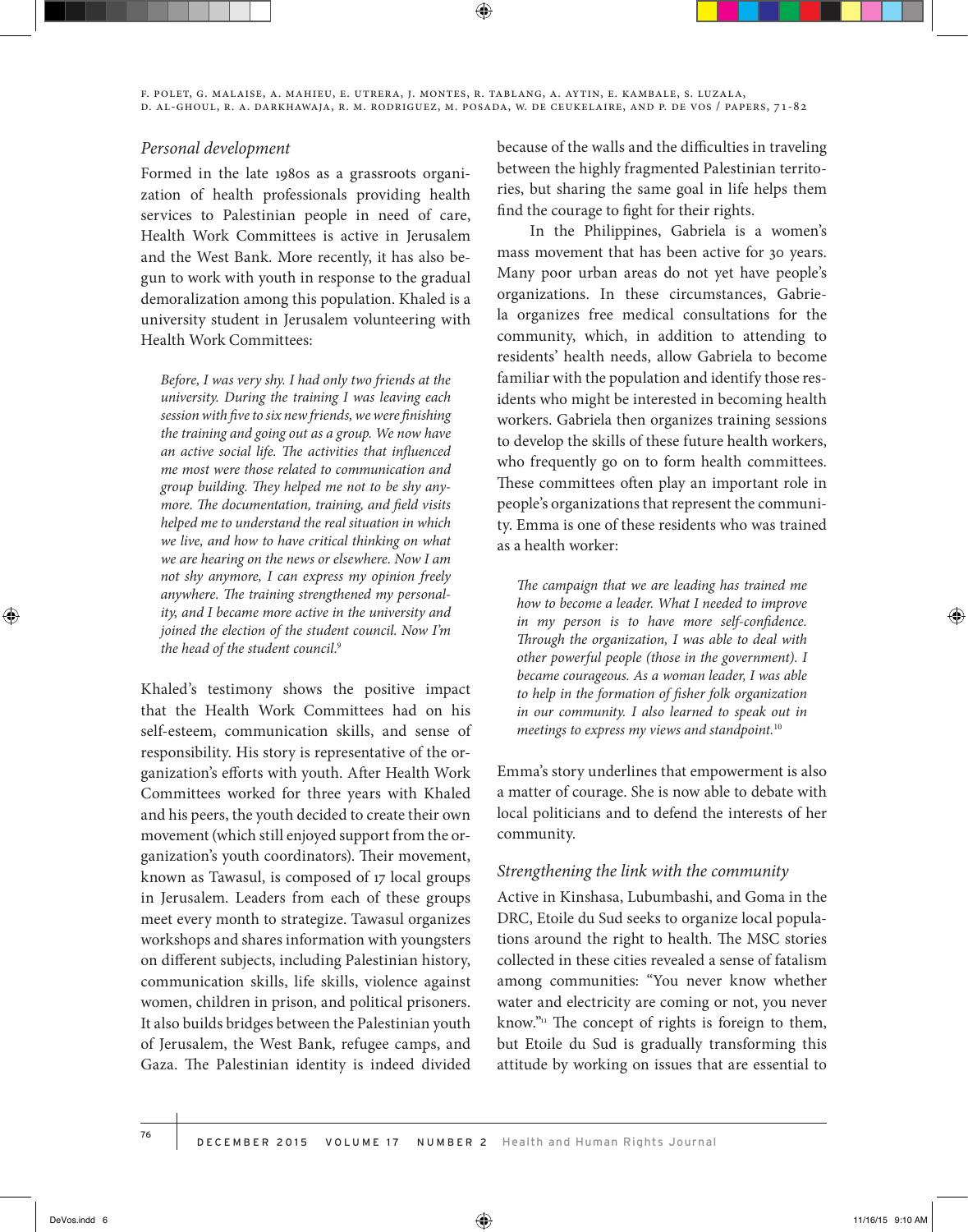### *Personal development*

Formed in the late 1980s as a grassroots organization of health professionals providing health services to Palestinian people in need of care, Health Work Committees is active in Jerusalem and the West Bank. More recently, it has also begun to work with youth in response to the gradual demoralization among this population. Khaled is a university student in Jerusalem volunteering with Health Work Committees:

> *Before, I was very shy. I had only two friends at the university. During the training I was leaving each session with five to six new friends, we were finishing the training and going out as a group. We now have an active social life. The activities that influenced me most were those related to communication and group building. They helped me not to be shy anymore. The documentation, training, and field visits helped me to understand the real situation in which we live, and how to have critical thinking on what we are hearing on the news or elsewhere. Now I am not shy anymore, I can express my opinion freely anywhere. The training strengthened my personality, and I became more active in the university and joined the election of the student council. Now I'm the head of the student council.*[9]

Khaled's testimony shows the positive impact that the Health Work Committees had on his self-esteem, communication skills, and sense of responsibility. His story is representative of the organization's efforts with youth. After Health Work Committees worked for three years with Khaled and his peers, the youth decided to create their own movement (which still enjoyed support from the organization's youth coordinators). Their movement, known as Tawasul, is composed of 17 local groups in Jerusalem. Leaders from each of these groups meet every month to strategize. Tawasul organizes workshops and shares information with youngsters on different subjects, including Palestinian history, communication skills, life skills, violence against women, children in prison, and political prisoners. It also builds bridges between the Palestinian youth of Jerusalem, the West Bank, refugee camps, and Gaza. The Palestinian identity is indeed divided because of the walls and the difficulties in traveling between the highly fragmented Palestinian territories, but sharing the same goal in life helps them find the courage to fight for their rights.

In the Philippines, Gabriela is a women's mass movement that has been active for 30 years. Many poor urban areas do not yet have people's organizations. In these circumstances, Gabriela organizes free medical consultations for the community, which, in addition to attending to residents' health needs, allow Gabriela to become familiar with the population and identify those residents who might be interested in becoming health workers. Gabriela then organizes training sessions to develop the skills of these future health workers, who frequently go on to form health committees. These committees often play an important role in people's organizations that represent the community. Emma is one of these residents who was trained as a health worker:

> *The campaign that we are leading has trained me how to become a leader. What I needed to improve in my person is to have more self-confidence. Through the organization, I was able to deal with other powerful people (those in the government). I became courageous. As a woman leader, I was able to help in the formation of fisher folk organization in our community. I also learned to speak out in meetings to express my views and standpoint.*[10]

Emma's story underlines that empowerment is also a matter of courage. She is now able to debate with local politicians and to defend the interests of her community.

### *Strengthening the link with the community*

Active in Kinshasa, Lubumbashi, and Goma in the DRC, Etoile du Sud seeks to organize local populations around the right to health. The MSC stories collected in these cities revealed a sense of fatalism among communities: "You never know whether water and electricity are coming or not, you never know."[11] The concept of rights is foreign to them, but Etoile du Sud is gradually transforming this attitude by working on issues that are essential to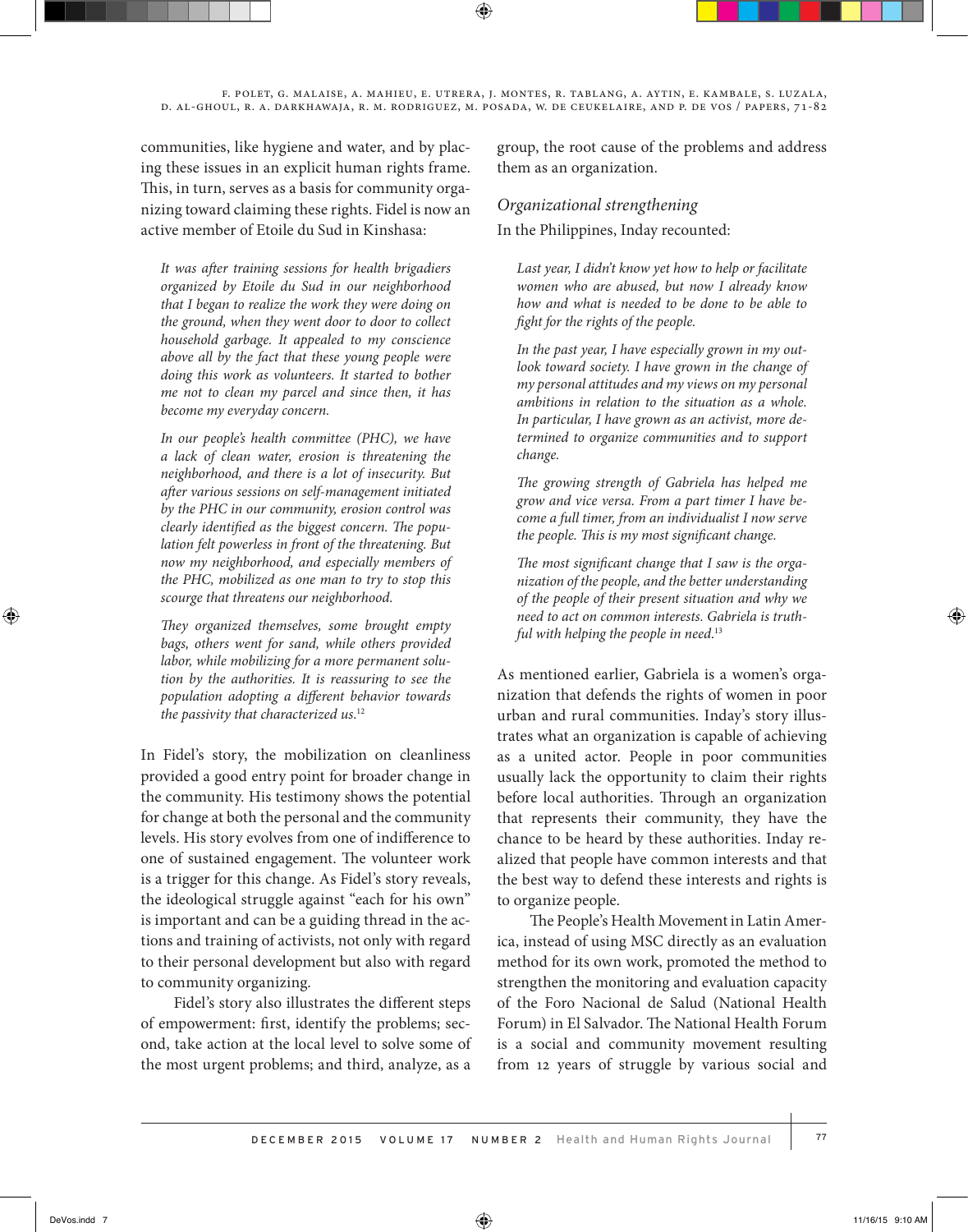communities, like hygiene and water, and by placing these issues in an explicit human rights frame. This, in turn, serves as a basis for community organizing toward claiming these rights. Fidel is now an active member of Etoile du Sud in Kinshasa:

> *It was after training sessions for health brigadiers organized by Etoile du Sud in our neighborhood that I began to realize the work they were doing on the ground, when they went door to door to collect household garbage. It appealed to my conscience above all by the fact that these young people were doing this work as volunteers. It started to bother me not to clean my parcel and since then, it has become my everyday concern.*
>
> *In our people's health committee (PHC), we have a lack of clean water, erosion is threatening the neighborhood, and there is a lot of insecurity. But after various sessions on self-management initiated by the PHC in our community, erosion control was clearly identified as the biggest concern. The population felt powerless in front of the threatening. But now my neighborhood, and especially members of the PHC, mobilized as one man to try to stop this scourge that threatens our neighborhood.*
>
> *They organized themselves, some brought empty bags, others went for sand, while others provided labor, while mobilizing for a more permanent solution by the authorities. It is reassuring to see the population adopting a different behavior towards the passivity that characterized us.*[12]

In Fidel's story, the mobilization on cleanliness provided a good entry point for broader change in the community. His testimony shows the potential for change at both the personal and the community levels. His story evolves from one of indifference to one of sustained engagement. The volunteer work is a trigger for this change. As Fidel's story reveals, the ideological struggle against "each for his own" is important and can be a guiding thread in the actions and training of activists, not only with regard to their personal development but also with regard to community organizing.

Fidel's story also illustrates the different steps of empowerment: first, identify the problems; second, take action at the local level to solve some of the most urgent problems; and third, analyze, as a group, the root cause of the problems and address them as an organization.

### *Organizational strengthening*

In the Philippines, Inday recounted:

> *Last year, I didn't know yet how to help or facilitate women who are abused, but now I already know how and what is needed to be done to be able to fight for the rights of the people.*
>
> *In the past year, I have especially grown in my outlook toward society. I have grown in the change of my personal attitudes and my views on my personal ambitions in relation to the situation as a whole. In particular, I have grown as an activist, more determined to organize communities and to support change.*
>
> *The growing strength of Gabriela has helped me grow and vice versa. From a part timer I have become a full timer, from an individualist I now serve the people. This is my most significant change.*
>
> *The most significant change that I saw is the organization of the people, and the better understanding of the people of their present situation and why we need to act on common interests. Gabriela is truthful with helping the people in need.*[13]

As mentioned earlier, Gabriela is a women's organization that defends the rights of women in poor urban and rural communities. Inday's story illustrates what an organization is capable of achieving as a united actor. People in poor communities usually lack the opportunity to claim their rights before local authorities. Through an organization that represents their community, they have the chance to be heard by these authorities. Inday realized that people have common interests and that the best way to defend these interests and rights is to organize people.

The People's Health Movement in Latin America, instead of using MSC directly as an evaluation method for its own work, promoted the method to strengthen the monitoring and evaluation capacity of the Foro Nacional de Salud (National Health Forum) in El Salvador. The National Health Forum is a social and community movement resulting from 12 years of struggle by various social and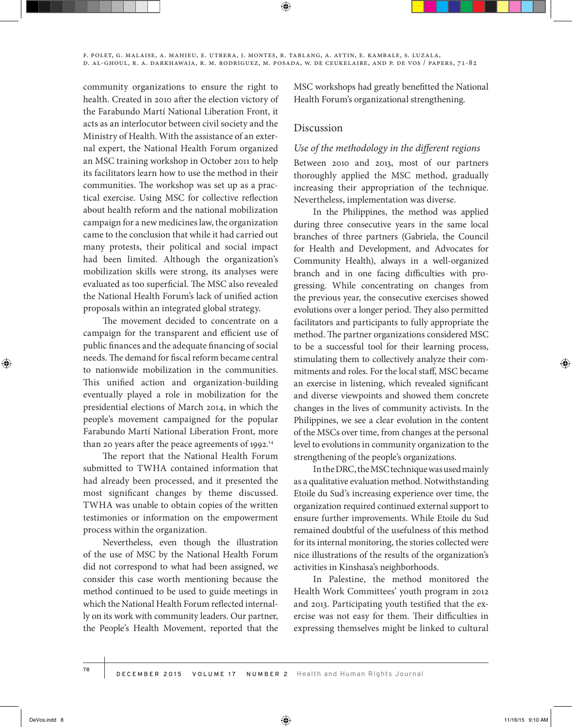community organizations to ensure the right to health. Created in 2010 after the election victory of the Farabundo Martí National Liberation Front, it acts as an interlocutor between civil society and the Ministry of Health. With the assistance of an external expert, the National Health Forum organized an MSC training workshop in October 2011 to help its facilitators learn how to use the method in their communities. The workshop was set up as a practical exercise. Using MSC for collective reflection about health reform and the national mobilization campaign for a new medicines law, the organization came to the conclusion that while it had carried out many protests, their political and social impact had been limited. Although the organization's mobilization skills were strong, its analyses were evaluated as too superficial. The MSC also revealed the National Health Forum's lack of unified action proposals within an integrated global strategy.

The movement decided to concentrate on a campaign for the transparent and efficient use of public finances and the adequate financing of social needs. The demand for fiscal reform became central to nationwide mobilization in the communities. This unified action and organization-building eventually played a role in mobilization for the presidential elections of March 2014, in which the people's movement campaigned for the popular Farabundo Martí National Liberation Front, more than 20 years after the peace agreements of 1992.[14]

The report that the National Health Forum submitted to TWHA contained information that had already been processed, and it presented the most significant changes by theme discussed. TWHA was unable to obtain copies of the written testimonies or information on the empowerment process within the organization.

Nevertheless, even though the illustration of the use of MSC by the National Health Forum did not correspond to what had been assigned, we consider this case worth mentioning because the method continued to be used to guide meetings in which the National Health Forum reflected internally on its work with community leaders. Our partner, the People's Health Movement, reported that the MSC workshops had greatly benefitted the National Health Forum's organizational strengthening.

## Discussion

### *Use of the methodology in the different regions*

Between 2010 and 2013, most of our partners thoroughly applied the MSC method, gradually increasing their appropriation of the technique. Nevertheless, implementation was diverse.

In the Philippines, the method was applied during three consecutive years in the same local branches of three partners (Gabriela, the Council for Health and Development, and Advocates for Community Health), always in a well-organized branch and in one facing difficulties with progressing. While concentrating on changes from the previous year, the consecutive exercises showed evolutions over a longer period. They also permitted facilitators and participants to fully appropriate the method. The partner organizations considered MSC to be a successful tool for their learning process, stimulating them to collectively analyze their commitments and roles. For the local staff, MSC became an exercise in listening, which revealed significant and diverse viewpoints and showed them concrete changes in the lives of community activists. In the Philippines, we see a clear evolution in the content of the MSCs over time, from changes at the personal level to evolutions in community organization to the strengthening of the people's organizations.

In the DRC, the MSC technique was used mainly as a qualitative evaluation method. Notwithstanding Etoile du Sud's increasing experience over time, the organization required continued external support to ensure further improvements. While Etoile du Sud remained doubtful of the usefulness of this method for its internal monitoring, the stories collected were nice illustrations of the results of the organization's activities in Kinshasa's neighborhoods.

In Palestine, the method monitored the Health Work Committees' youth program in 2012 and 2013. Participating youth testified that the exercise was not easy for them. Their difficulties in expressing themselves might be linked to cultural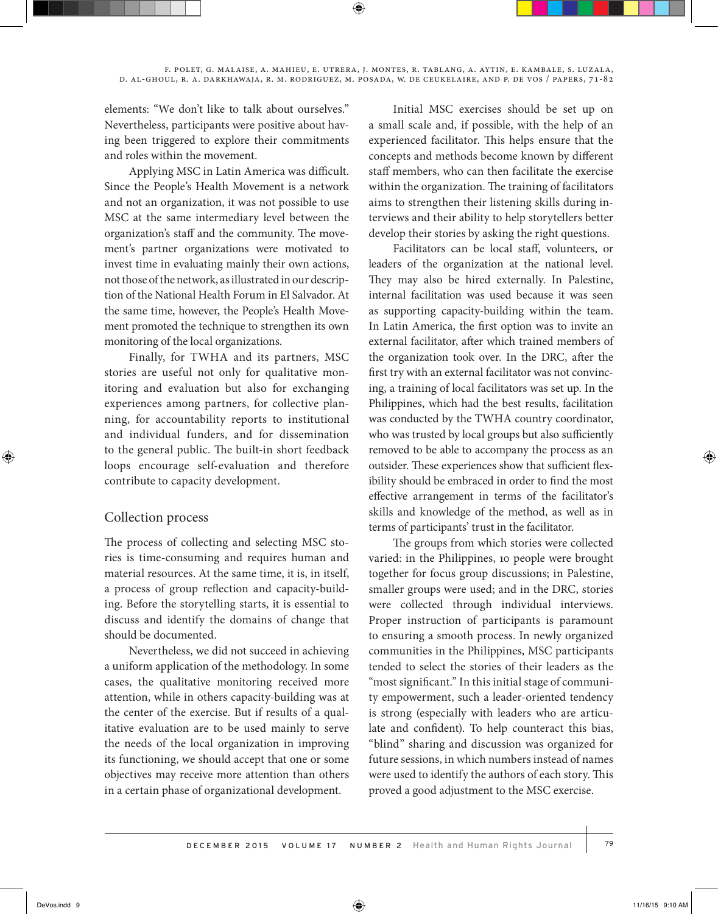elements: "We don't like to talk about ourselves." Nevertheless, participants were positive about having been triggered to explore their commitments and roles within the movement.

Applying MSC in Latin America was difficult. Since the People's Health Movement is a network and not an organization, it was not possible to use MSC at the same intermediary level between the organization's staff and the community. The movement's partner organizations were motivated to invest time in evaluating mainly their own actions, not those of the network, as illustrated in our description of the National Health Forum in El Salvador. At the same time, however, the People's Health Movement promoted the technique to strengthen its own monitoring of the local organizations.

Finally, for TWHA and its partners, MSC stories are useful not only for qualitative monitoring and evaluation but also for exchanging experiences among partners, for collective planning, for accountability reports to institutional and individual funders, and for dissemination to the general public. The built-in short feedback loops encourage self-evaluation and therefore contribute to capacity development.

## Collection process

The process of collecting and selecting MSC stories is time-consuming and requires human and material resources. At the same time, it is, in itself, a process of group reflection and capacity-building. Before the storytelling starts, it is essential to discuss and identify the domains of change that should be documented.

Nevertheless, we did not succeed in achieving a uniform application of the methodology. In some cases, the qualitative monitoring received more attention, while in others capacity-building was at the center of the exercise. But if results of a qualitative evaluation are to be used mainly to serve the needs of the local organization in improving its functioning, we should accept that one or some objectives may receive more attention than others in a certain phase of organizational development.

Initial MSC exercises should be set up on a small scale and, if possible, with the help of an experienced facilitator. This helps ensure that the concepts and methods become known by different staff members, who can then facilitate the exercise within the organization. The training of facilitators aims to strengthen their listening skills during interviews and their ability to help storytellers better develop their stories by asking the right questions.

Facilitators can be local staff, volunteers, or leaders of the organization at the national level. They may also be hired externally. In Palestine, internal facilitation was used because it was seen as supporting capacity-building within the team. In Latin America, the first option was to invite an external facilitator, after which trained members of the organization took over. In the DRC, after the first try with an external facilitator was not convincing, a training of local facilitators was set up. In the Philippines, which had the best results, facilitation was conducted by the TWHA country coordinator, who was trusted by local groups but also sufficiently removed to be able to accompany the process as an outsider. These experiences show that sufficient flexibility should be embraced in order to find the most effective arrangement in terms of the facilitator's skills and knowledge of the method, as well as in terms of participants' trust in the facilitator.

The groups from which stories were collected varied: in the Philippines, 10 people were brought together for focus group discussions; in Palestine, smaller groups were used; and in the DRC, stories were collected through individual interviews. Proper instruction of participants is paramount to ensuring a smooth process. In newly organized communities in the Philippines, MSC participants tended to select the stories of their leaders as the "most significant." In this initial stage of community empowerment, such a leader-oriented tendency is strong (especially with leaders who are articulate and confident). To help counteract this bias, "blind" sharing and discussion was organized for future sessions, in which numbers instead of names were used to identify the authors of each story. This proved a good adjustment to the MSC exercise.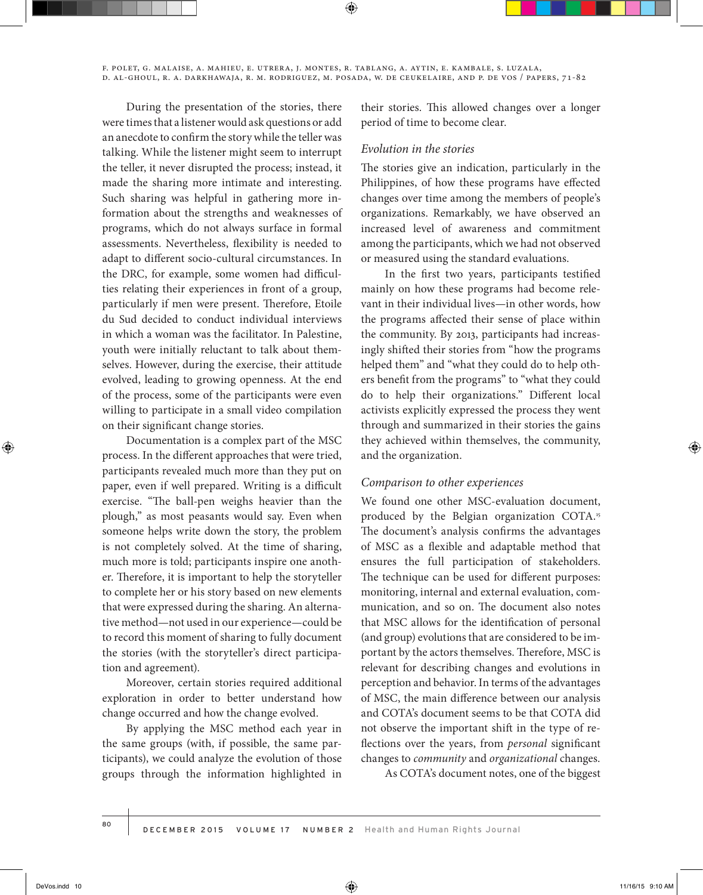During the presentation of the stories, there were times that a listener would ask questions or add an anecdote to confirm the story while the teller was talking. While the listener might seem to interrupt the teller, it never disrupted the process; instead, it made the sharing more intimate and interesting. Such sharing was helpful in gathering more information about the strengths and weaknesses of programs, which do not always surface in formal assessments. Nevertheless, flexibility is needed to adapt to different socio-cultural circumstances. In the DRC, for example, some women had difficulties relating their experiences in front of a group, particularly if men were present. Therefore, Etoile du Sud decided to conduct individual interviews in which a woman was the facilitator. In Palestine, youth were initially reluctant to talk about themselves. However, during the exercise, their attitude evolved, leading to growing openness. At the end of the process, some of the participants were even willing to participate in a small video compilation on their significant change stories.

Documentation is a complex part of the MSC process. In the different approaches that were tried, participants revealed much more than they put on paper, even if well prepared. Writing is a difficult exercise. "The ball-pen weighs heavier than the plough," as most peasants would say. Even when someone helps write down the story, the problem is not completely solved. At the time of sharing, much more is told; participants inspire one another. Therefore, it is important to help the storyteller to complete her or his story based on new elements that were expressed during the sharing. An alternative method—not used in our experience—could be to record this moment of sharing to fully document the stories (with the storyteller's direct participation and agreement).

Moreover, certain stories required additional exploration in order to better understand how change occurred and how the change evolved.

By applying the MSC method each year in the same groups (with, if possible, the same participants), we could analyze the evolution of those groups through the information highlighted in their stories. This allowed changes over a longer period of time to become clear.

### *Evolution in the stories*

The stories give an indication, particularly in the Philippines, of how these programs have effected changes over time among the members of people's organizations. Remarkably, we have observed an increased level of awareness and commitment among the participants, which we had not observed or measured using the standard evaluations.

In the first two years, participants testified mainly on how these programs had become relevant in their individual lives—in other words, how the programs affected their sense of place within the community. By 2013, participants had increasingly shifted their stories from "how the programs helped them" and "what they could do to help others benefit from the programs" to "what they could do to help their organizations." Different local activists explicitly expressed the process they went through and summarized in their stories the gains they achieved within themselves, the community, and the organization.

### *Comparison to other experiences*

We found one other MSC-evaluation document, produced by the Belgian organization COTA.[15] The document's analysis confirms the advantages of MSC as a flexible and adaptable method that ensures the full participation of stakeholders. The technique can be used for different purposes: monitoring, internal and external evaluation, communication, and so on. The document also notes that MSC allows for the identification of personal (and group) evolutions that are considered to be important by the actors themselves. Therefore, MSC is relevant for describing changes and evolutions in perception and behavior. In terms of the advantages of MSC, the main difference between our analysis and COTA's document seems to be that COTA did not observe the important shift in the type of reflections over the years, from *personal* significant changes to *community* and *organizational* changes.

As COTA's document notes, one of the biggest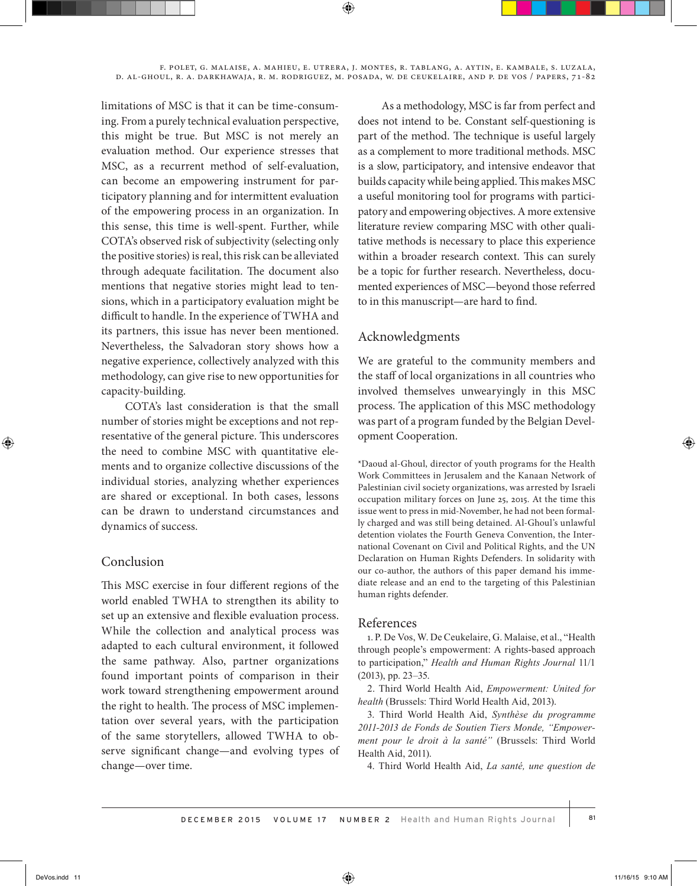limitations of MSC is that it can be time-consuming. From a purely technical evaluation perspective, this might be true. But MSC is not merely an evaluation method. Our experience stresses that MSC, as a recurrent method of self-evaluation, can become an empowering instrument for participatory planning and for intermittent evaluation of the empowering process in an organization. In this sense, this time is well-spent. Further, while COTA's observed risk of subjectivity (selecting only the positive stories) is real, this risk can be alleviated through adequate facilitation. The document also mentions that negative stories might lead to tensions, which in a participatory evaluation might be difficult to handle. In the experience of TWHA and its partners, this issue has never been mentioned. Nevertheless, the Salvadoran story shows how a negative experience, collectively analyzed with this methodology, can give rise to new opportunities for capacity-building.

COTA's last consideration is that the small number of stories might be exceptions and not representative of the general picture. This underscores the need to combine MSC with quantitative elements and to organize collective discussions of the individual stories, analyzing whether experiences are shared or exceptional. In both cases, lessons can be drawn to understand circumstances and dynamics of success.

## Conclusion

This MSC exercise in four different regions of the world enabled TWHA to strengthen its ability to set up an extensive and flexible evaluation process. While the collection and analytical process was adapted to each cultural environment, it followed the same pathway. Also, partner organizations found important points of comparison in their work toward strengthening empowerment around the right to health. The process of MSC implementation over several years, with the participation of the same storytellers, allowed TWHA to observe significant change—and evolving types of change—over time.

As a methodology, MSC is far from perfect and does not intend to be. Constant self-questioning is part of the method. The technique is useful largely as a complement to more traditional methods. MSC is a slow, participatory, and intensive endeavor that builds capacity while being applied. This makes MSC a useful monitoring tool for programs with participatory and empowering objectives. A more extensive literature review comparing MSC with other qualitative methods is necessary to place this experience within a broader research context. This can surely be a topic for further research. Nevertheless, documented experiences of MSC—beyond those referred to in this manuscript—are hard to find.

## Acknowledgments

We are grateful to the community members and the staff of local organizations in all countries who involved themselves unwearyingly in this MSC process. The application of this MSC methodology was part of a program funded by the Belgian Development Cooperation.

*Daoud al-Ghoul, director of youth programs for the Health Work Committees in Jerusalem and the Kanaan Network of Palestinian civil society organizations, was arrested by Israeli occupation military forces on June 25, 2015. At the time this issue went to press in mid-November, he had not been formally charged and was still being detained. Al-Ghoul's unlawful detention violates the Fourth Geneva Convention, the International Covenant on Civil and Political Rights, and the UN Declaration on Human Rights Defenders. In solidarity with our co-author, the authors of this paper demand his immediate release and an end to the targeting of this Palestinian human rights defender.

## References

1. P. De Vos, W. De Ceukelaire, G. Malaise, et al., "Health through people's empowerment: A rights-based approach to participation," *Health and Human Rights Journal* 11/1 (2013), pp. 23–35.

2. Third World Health Aid, *Empowerment: United for health* (Brussels: Third World Health Aid, 2013).

3. Third World Health Aid, *Synthèse du programme 2011-2013 de Fonds de Soutien Tiers Monde, "Empowerment pour le droit à la santé"* (Brussels: Third World Health Aid, 2011).

4. Third World Health Aid, *La santé, une question de*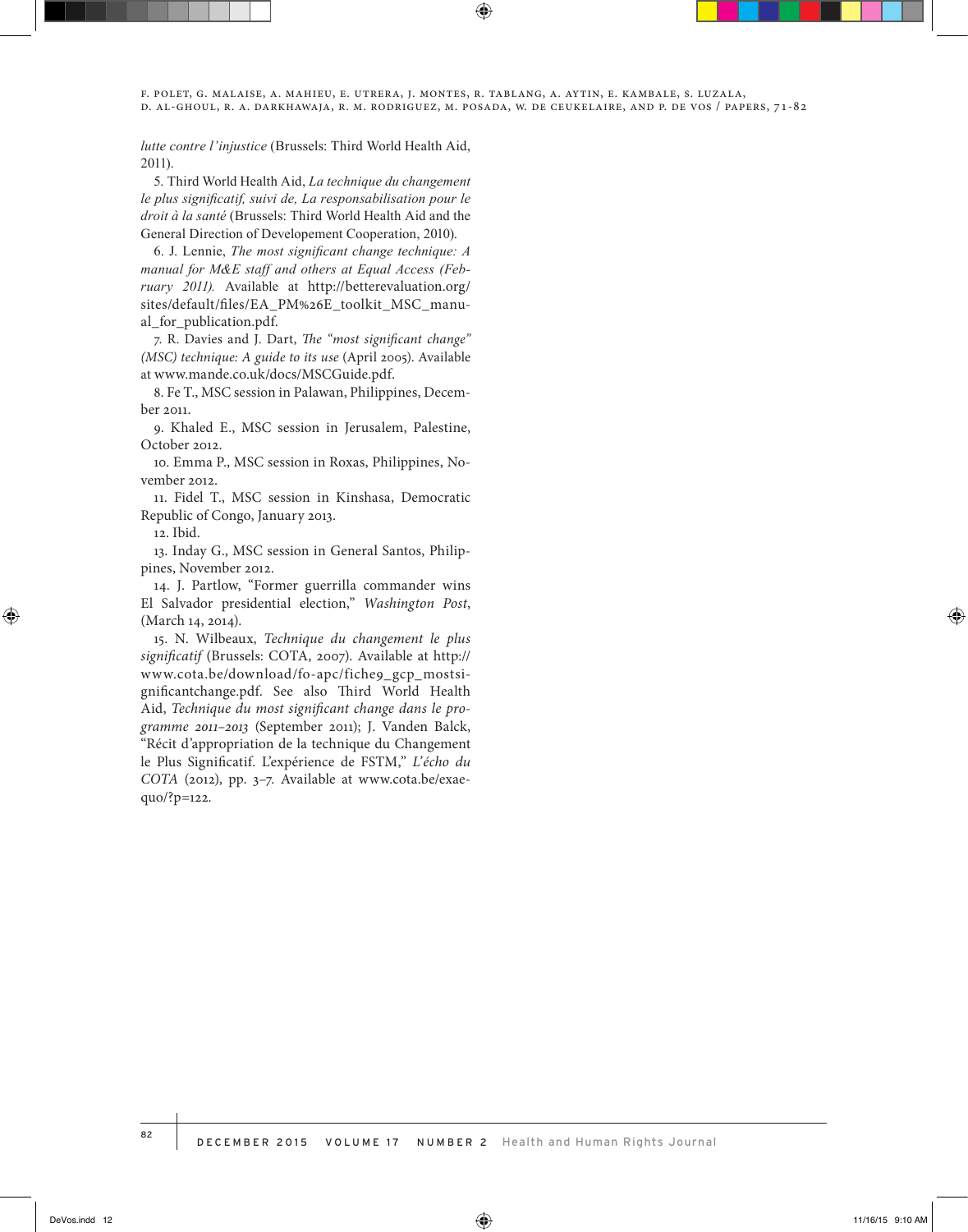*lutte contre l'injustice* (Brussels: Third World Health Aid, 2011).

5. Third World Health Aid, *La technique du changement le plus significatif, suivi de, La responsabilisation pour le droit à la santé* (Brussels: Third World Health Aid and the General Direction of Developement Cooperation, 2010).

6. J. Lennie, *The most significant change technique: A manual for M&E staff and others at Equal Access (February 2011).* Available at http://betterevaluation.org/sites/default/files/EA_PM%26E_toolkit_MSC_manual_for_publication.pdf.

7. R. Davies and J. Dart, *The "most significant change" (MSC) technique: A guide to its use* (April 2005). Available at www.mande.co.uk/docs/MSCGuide.pdf.

8. Fe T., MSC session in Palawan, Philippines, December 2011.

9. Khaled E., MSC session in Jerusalem, Palestine, October 2012.

10. Emma P., MSC session in Roxas, Philippines, November 2012.

11. Fidel T., MSC session in Kinshasa, Democratic Republic of Congo, January 2013.

12. Ibid.

13. Inday G., MSC session in General Santos, Philippines, November 2012.

14. J. Partlow, "Former guerrilla commander wins El Salvador presidential election," *Washington Post*, (March 14, 2014).

15. N. Wilbeaux, *Technique du changement le plus significatif* (Brussels: COTA, 2007). Available at http://www.cota.be/download/fo-apc/fiche9_gcp_mostsignificantchange.pdf. See also Third World Health Aid, *Technique du most significant change dans le programme 2011–2013* (September 2011); J. Vanden Balck, "Récit d'appropriation de la technique du Changement le Plus Significatif. L'expérience de FSTM," *L'écho du COTA* (2012), pp. 3–7. Available at www.cota.be/exaequo/?p=122.